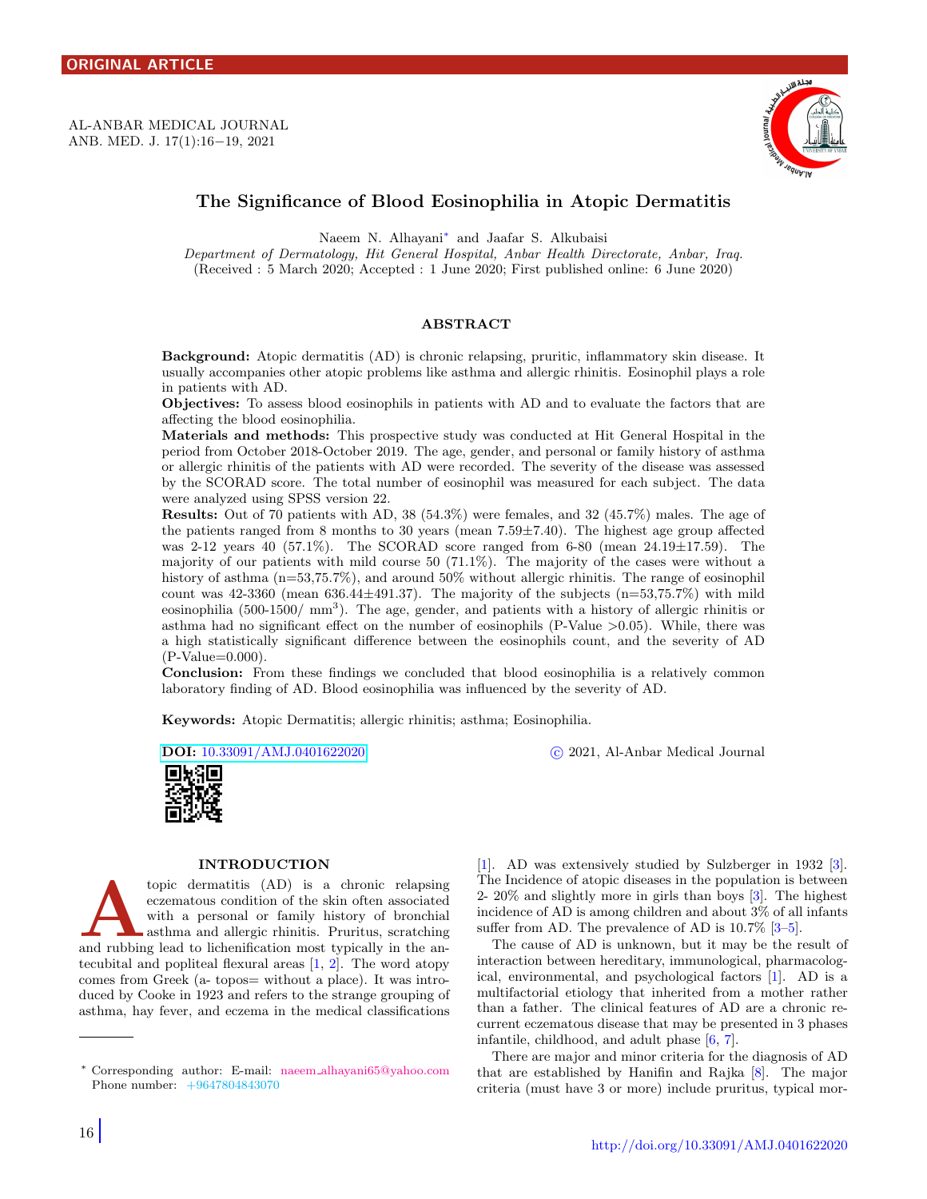ORIGINAL ARTICLE

# The Significance of Blood Eosinophilia in Atopic Dermatitis

Naeem N. Alhayani* and Jaafar S. Alkubaisi

*Department of Dermatology, Hit General Hospital, Anbar Health Directorate, Anbar, Iraq.*
(Received : 5 March 2020; Accepted : 1 June 2020; First published online: 6 June 2020)

## ABSTRACT

**Background:** Atopic dermatitis (AD) is chronic relapsing, pruritic, inflammatory skin disease. It usually accompanies other atopic problems like asthma and allergic rhinitis. Eosinophil plays a role in patients with AD.

**Objectives:** To assess blood eosinophils in patients with AD and to evaluate the factors that are affecting the blood eosinophilia.

**Materials and methods:** This prospective study was conducted at Hit General Hospital in the period from October 2018-October 2019. The age, gender, and personal or family history of asthma or allergic rhinitis of the patients with AD were recorded. The severity of the disease was assessed by the SCORAD score. The total number of eosinophil was measured for each subject. The data were analyzed using SPSS version 22.

**Results:** Out of 70 patients with AD, 38 (54.3%) were females, and 32 (45.7%) males. The age of the patients ranged from 8 months to 30 years (mean 7.59±7.40). The highest age group affected was 2-12 years 40 (57.1%). The SCORAD score ranged from 6-80 (mean 24.19±17.59). The majority of our patients with mild course 50 (71.1%). The majority of the cases were without a history of asthma (n=53,75.7%), and around 50% without allergic rhinitis. The range of eosinophil count was 42-3360 (mean 636.44±491.37). The majority of the subjects (n=53,75.7%) with mild eosinophilia (500-1500/ $mm^3$). The age, gender, and patients with a history of allergic rhinitis or asthma had no significant effect on the number of eosinophils (P-Value >0.05). While, there was a high statistically significant difference between the eosinophils count, and the severity of AD (P-Value=0.000).

**Conclusion:** From these findings we concluded that blood eosinophilia is a relatively common laboratory finding of AD. Blood eosinophilia was influenced by the severity of AD.

**Keywords:** Atopic Dermatitis; allergic rhinitis; asthma; Eosinophilia.

**DOI:** 10.33091/AMJ.0401622020 © 2021, Al-Anbar Medical Journal

## INTRODUCTION

Atopic dermatitis (AD) is a chronic relapsing eczematous condition of the skin often associated with a personal or family history of bronchial asthma and allergic rhinitis. Pruritus, scratching and rubbing lead to lichenification most typically in the antecubital and popliteal flexural areas [1, 2]. The word atopy comes from Greek (a- topos= without a place). It was introduced by Cooke in 1923 and refers to the strange grouping of asthma, hay fever, and eczema in the medical classifications [1]. AD was extensively studied by Sulzberger in 1932 [3]. The Incidence of atopic diseases in the population is between 2- 20% and slightly more in girls than boys [3]. The highest incidence of AD is among children and about 3% of all infants suffer from AD. The prevalence of AD is 10.7% [3–5].

The cause of AD is unknown, but it may be the result of interaction between hereditary, immunological, pharmacological, environmental, and psychological factors [1]. AD is a multifactorial etiology that inherited from a mother rather than a father. The clinical features of AD are a chronic recurrent eczematous disease that may be presented in 3 phases infantile, childhood, and adult phase [6, 7].

There are major and minor criteria for the diagnosis of AD that are established by Hanifin and Rajka [8]. The major criteria (must have 3 or more) include pruritus, typical mor-

* Corresponding author: E-mail: naeem_alhayani65@yahoo.com
Phone number: +9647804843070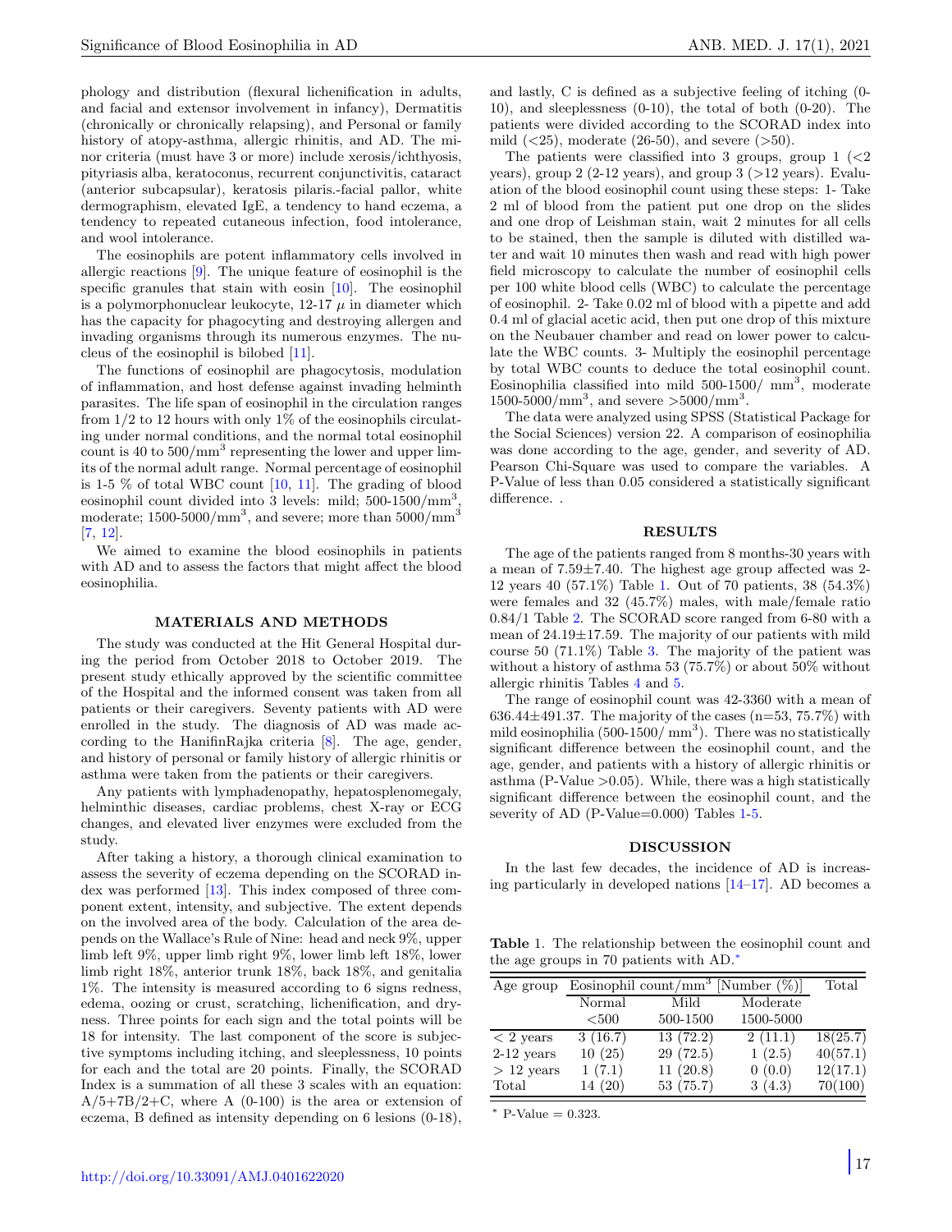phology and distribution (flexural lichenification in adults, and facial and extensor involvement in infancy), Dermatitis (chronically or chronically relapsing), and Personal or family history of atopy-asthma, allergic rhinitis, and AD. The minor criteria (must have 3 or more) include xerosis/ichthyosis, pityriasis alba, keratoconus, recurrent conjunctivitis, cataract (anterior subcapsular), keratosis pilaris.-facial pallor, white dermographism, elevated IgE, a tendency to hand eczema, a tendency to repeated cutaneous infection, food intolerance, and wool intolerance.

The eosinophils are potent inflammatory cells involved in allergic reactions [9]. The unique feature of eosinophil is the specific granules that stain with eosin [10]. The eosinophil is a polymorphonuclear leukocyte, 12-17 $\mu$ in diameter which has the capacity for phagocyting and destroying allergen and invading organisms through its numerous enzymes. The nucleus of the eosinophil is bilobed [11].

The functions of eosinophil are phagocytosis, modulation of inflammation, and host defense against invading helminth parasites. The life span of eosinophil in the circulation ranges from 1/2 to 12 hours with only 1% of the eosinophils circulating under normal conditions, and the normal total eosinophil count is 40 to 500/mm$^3$ representing the lower and upper limits of the normal adult range. The normal percentage of eosinophil is 1-5 % of total WBC count [10, 11]. The grading of blood eosinophil count divided into 3 levels: mild; 500-1500/mm$^3$, moderate; 1500-5000/mm$^3$, and severe; more than 5000/mm$^3$ [7, 12].

We aimed to examine the blood eosinophils in patients with AD and to assess the factors that might affect the blood eosinophilia.

## MATERIALS AND METHODS

The study was conducted at the Hit General Hospital during the period from October 2018 to October 2019. The present study ethically approved by the scientific committee of the Hospital and the informed consent was taken from all patients or their caregivers. Seventy patients with AD were enrolled in the study. The diagnosis of AD was made according to the HanifinRajka criteria [8]. The age, gender, and history of personal or family history of allergic rhinitis or asthma were taken from the patients or their caregivers.

Any patients with lymphadenopathy, hepatosplenomegaly, helminthic diseases, cardiac problems, chest X-ray or ECG changes, and elevated liver enzymes were excluded from the study.

After taking a history, a thorough clinical examination to assess the severity of eczema depending on the SCORAD index was performed [13]. This index composed of three component extent, intensity, and subjective. The extent depends on the involved area of the body. Calculation of the area depends on the Wallace's Rule of Nine: head and neck 9%, upper limb left 9%, upper limb right 9%, lower limb left 18%, lower limb right 18%, anterior trunk 18%, back 18%, and genitalia 1%. The intensity is measured according to 6 signs redness, edema, oozing or crust, scratching, lichenification, and dryness. Three points for each sign and the total points will be 18 for intensity. The last component of the score is subjective symptoms including itching, and sleeplessness, 10 points for each and the total are 20 points. Finally, the SCORAD Index is a summation of all these 3 scales with an equation: $A/5+7B/2+C$, where A (0-100) is the area or extension of eczema, B defined as intensity depending on 6 lesions (0-18), and lastly, C is defined as a subjective feeling of itching (0-10), and sleeplessness (0-10), the total of both (0-20). The patients were divided according to the SCORAD index into mild (<25), moderate (26-50), and severe (>50).

The patients were classified into 3 groups, group 1 (<2 years), group 2 (2-12 years), and group 3 (>12 years). Evaluation of the blood eosinophil count using these steps: 1- Take 2 ml of blood from the patient put one drop on the slides and one drop of Leishman stain, wait 2 minutes for all cells to be stained, then the sample is diluted with distilled water and wait 10 minutes then wash and read with high power field microscopy to calculate the number of eosinophil cells per 100 white blood cells (WBC) to calculate the percentage of eosinophil. 2- Take 0.02 ml of blood with a pipette and add 0.4 ml of glacial acetic acid, then put one drop of this mixture on the Neubauer chamber and read on lower power to calculate the WBC counts. 3- Multiply the eosinophil percentage by total WBC counts to deduce the total eosinophil count. Eosinophilia classified into mild 500-1500/ mm$^3$, moderate 1500-5000/mm$^3$, and severe >5000/mm$^3$.

The data were analyzed using SPSS (Statistical Package for the Social Sciences) version 22. A comparison of eosinophilia was done according to the age, gender, and severity of AD. Pearson Chi-Square was used to compare the variables. A P-Value of less than 0.05 considered a statistically significant difference. .

## RESULTS

The age of the patients ranged from 8 months-30 years with a mean of 7.59±7.40. The highest age group affected was 2-12 years 40 (57.1%) Table 1. Out of 70 patients, 38 (54.3%) were females and 32 (45.7%) males, with male/female ratio 0.84/1 Table 2. The SCORAD score ranged from 6-80 with a mean of 24.19±17.59. The majority of our patients with mild course 50 (71.1%) Table 3. The majority of the patient was without a history of asthma 53 (75.7%) or about 50% without allergic rhinitis Tables 4 and 5.

The range of eosinophil count was 42-3360 with a mean of 636.44±491.37. The majority of the cases (n=53, 75.7%) with mild eosinophilia (500-1500/ mm$^3$). There was no statistically significant difference between the eosinophil count, and the age, gender, and patients with a history of allergic rhinitis or asthma (P-Value >0.05). While, there was a high statistically significant difference between the eosinophil count, and the severity of AD (P-Value=0.000) Tables 1-5.

## DISCUSSION

In the last few decades, the incidence of AD is increasing particularly in developed nations [14–17]. AD becomes a

**Table 1.** The relationship between the eosinophil count and the age groups in 70 patients with AD.*

| Age group | Eosinophil count/mm$^3$ [Number (%)] | | | Total |
|---|---|---|---|---|
| | Normal | Mild | Moderate | |
| | <500 | 500-1500 | 1500-5000 | |
| < 2 years | 3 (16.7) | 13 (72.2) | 2 (11.1) | 18(25.7) |
| 2-12 years | 10 (25) | 29 (72.5) | 1 (2.5) | 40(57.1) |
| > 12 years | 1 (7.1) | 11 (20.8) | 0 (0.0) | 12(17.1) |
| Total | 14 (20) | 53 (75.7) | 3 (4.3) | 70(100) |

* P-Value = 0.323.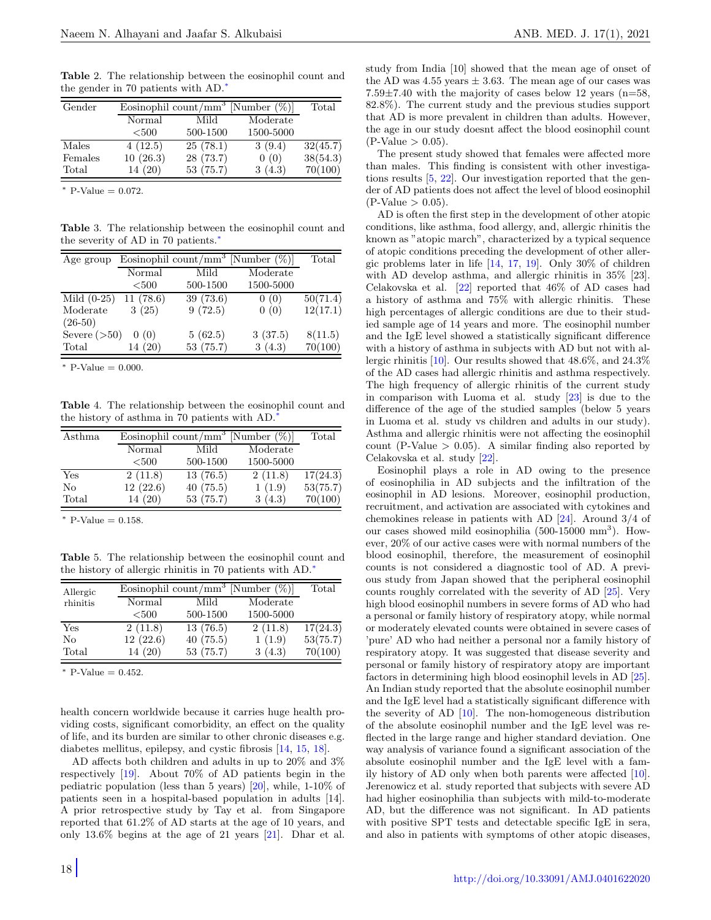**Table** 2. The relationship between the eosinophil count and the gender in 70 patients with AD.*

| Gender | Eosinophil count/mm$^3$ [Number (%)] | | | Total |
|---|---|---|---|---|
| | Normal <500 | Mild 500-1500 | Moderate 1500-5000 | |
| Males | 4 (12.5) | 25 (78.1) | 3 (9.4) | 32(45.7) |
| Females | 10 (26.3) | 28 (73.7) | 0 (0) | 38(54.3) |
| Total | 14 (20) | 53 (75.7) | 3 (4.3) | 70(100) |

* P-Value = 0.072.

**Table** 3. The relationship between the eosinophil count and the severity of AD in 70 patients.*

| Age group | Eosinophil count/mm$^3$ [Number (%)] | | | Total |
|---|---|---|---|---|
| | Normal <500 | Mild 500-1500 | Moderate 1500-5000 | |
| Mild (0-25) | 11 (78.6) | 39 (73.6) | 0 (0) | 50(71.4) |
| Moderate (26-50) | 3 (25) | 9 (72.5) | 0 (0) | 12(17.1) |
| Severe (>50) | 0 (0) | 5 (62.5) | 3 (37.5) | 8(11.5) |
| Total | 14 (20) | 53 (75.7) | 3 (4.3) | 70(100) |

* P-Value = 0.000.

**Table** 4. The relationship between the eosinophil count and the history of asthma in 70 patients with AD.*

| Asthma | Eosinophil count/mm$^3$ [Number (%)] | | | Total |
|---|---|---|---|---|
| | Normal <500 | Mild 500-1500 | Moderate 1500-5000 | |
| Yes | 2 (11.8) | 13 (76.5) | 2 (11.8) | 17(24.3) |
| No | 12 (22.6) | 40 (75.5) | 1 (1.9) | 53(75.7) |
| Total | 14 (20) | 53 (75.7) | 3 (4.3) | 70(100) |

* P-Value = 0.158.

**Table** 5. The relationship between the eosinophil count and the history of allergic rhinitis in 70 patients with AD.*

| Allergic rhinitis | Eosinophil count/mm$^3$ [Number (%)] | | | Total |
|---|---|---|---|---|
| | Normal <500 | Mild 500-1500 | Moderate 1500-5000 | |
| Yes | 2 (11.8) | 13 (76.5) | 2 (11.8) | 17(24.3) |
| No | 12 (22.6) | 40 (75.5) | 1 (1.9) | 53(75.7) |
| Total | 14 (20) | 53 (75.7) | 3 (4.3) | 70(100) |

* P-Value = 0.452.

health concern worldwide because it carries huge health providing costs, significant comorbidity, an effect on the quality of life, and its burden are similar to other chronic diseases e.g. diabetes mellitus, epilepsy, and cystic fibrosis [14, 15, 18].

AD affects both children and adults in up to 20% and 3% respectively [19]. About 70% of AD patients begin in the pediatric population (less than 5 years) [20], while, 1-10% of patients seen in a hospital-based population in adults [14]. A prior retrospective study by Tay et al. from Singapore reported that 61.2% of AD starts at the age of 10 years, and only 13.6% begins at the age of 21 years [21]. Dhar et al. study from India [10] showed that the mean age of onset of the AD was 4.55 years ± 3.63. The mean age of our cases was 7.59±7.40 with the majority of cases below 12 years (n=58, 82.8%). The current study and the previous studies support that AD is more prevalent in children than adults. However, the age in our study doesnt affect the blood eosinophil count (P-Value > 0.05).

The present study showed that females were affected more than males. This finding is consistent with other investigations results [5, 22]. Our investigation reported that the gender of AD patients does not affect the level of blood eosinophil (P-Value > 0.05).

AD is often the first step in the development of other atopic conditions, like asthma, food allergy, and, allergic rhinitis the known as "atopic march", characterized by a typical sequence of atopic conditions preceding the development of other allergic problems later in life [14, 17, 19]. Only 30% of children with AD develop asthma, and allergic rhinitis in 35% [23]. Celakovska et al. [22] reported that 46% of AD cases had a history of asthma and 75% with allergic rhinitis. These high percentages of allergic conditions are due to their studied sample age of 14 years and more. The eosinophil number and the IgE level showed a statistically significant difference with a history of asthma in subjects with AD but not with allergic rhinitis [10]. Our results showed that 48.6%, and 24.3% of the AD cases had allergic rhinitis and asthma respectively. The high frequency of allergic rhinitis of the current study in comparison with Luoma et al. study [23] is due to the difference of the age of the studied samples (below 5 years in Luoma et al. study vs children and adults in our study). Asthma and allergic rhinitis were not affecting the eosinophil count (P-Value > 0.05). A similar finding also reported by Celakovska et al. study [22].

Eosinophil plays a role in AD owing to the presence of eosinophilia in AD subjects and the infiltration of the eosinophil in AD lesions. Moreover, eosinophil production, recruitment, and activation are associated with cytokines and chemokines release in patients with AD [24]. Around 3/4 of our cases showed mild eosinophilia (500-15000 mm$^3$). However, 20% of our active cases were with normal numbers of the blood eosinophil, therefore, the measurement of eosinophil counts is not considered a diagnostic tool of AD. A previous study from Japan showed that the peripheral eosinophil counts roughly correlated with the severity of AD [25]. Very high blood eosinophil numbers in severe forms of AD who had a personal or family history of respiratory atopy, while normal or moderately elevated counts were obtained in severe cases of 'pure' AD who had neither a personal nor a family history of respiratory atopy. It was suggested that disease severity and personal or family history of respiratory atopy are important factors in determining high blood eosinophil levels in AD [25]. An Indian study reported that the absolute eosinophil number and the IgE level had a statistically significant difference with the severity of AD [10]. The non-homogeneous distribution of the absolute eosinophil number and the IgE level was reflected in the large range and higher standard deviation. One way analysis of variance found a significant association of the absolute eosinophil number and the IgE level with a family history of AD only when both parents were affected [10]. Jerenowicz et al. study reported that subjects with severe AD had higher eosinophilia than subjects with mild-to-moderate AD, but the difference was not significant. In AD patients with positive SPT tests and detectable specific IgE in sera, and also in patients with symptoms of other atopic diseases,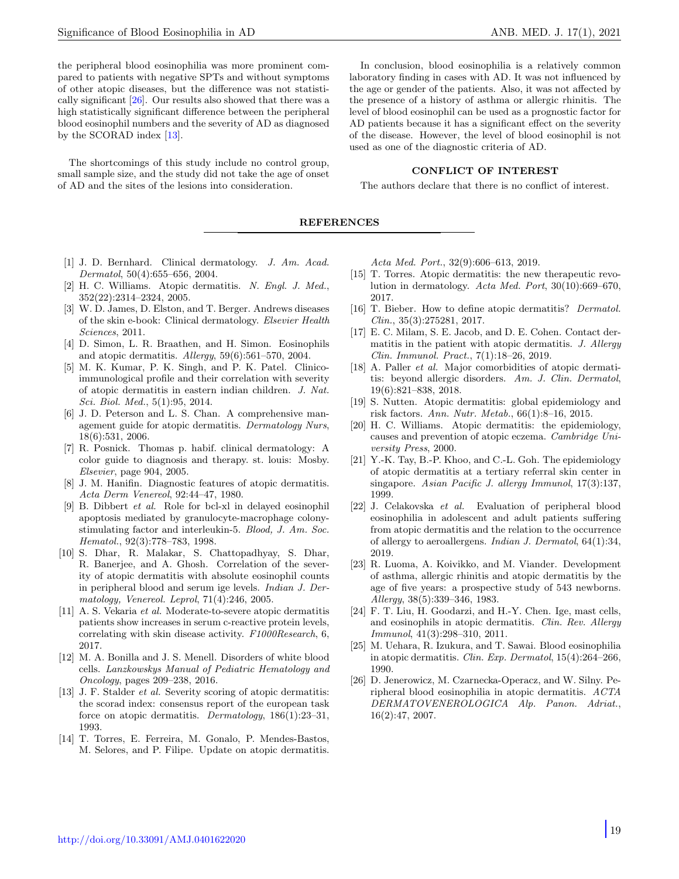the peripheral blood eosinophilia was more prominent compared to patients with negative SPTs and without symptoms of other atopic diseases, but the difference was not statistically significant [26]. Our results also showed that there was a high statistically significant difference between the peripheral blood eosinophil numbers and the severity of AD as diagnosed by the SCORAD index [13].

The shortcomings of this study include no control group, small sample size, and the study did not take the age of onset of AD and the sites of the lesions into consideration.

In conclusion, blood eosinophilia is a relatively common laboratory finding in cases with AD. It was not influenced by the age or gender of the patients. Also, it was not affected by the presence of a history of asthma or allergic rhinitis. The level of blood eosinophil can be used as a prognostic factor for AD patients because it has a significant effect on the severity of the disease. However, the level of blood eosinophil is not used as one of the diagnostic criteria of AD.

## CONFLICT OF INTEREST

The authors declare that there is no conflict of interest.

## REFERENCES

[1] J. D. Bernhard. Clinical dermatology. *J. Am. Acad. Dermatol*, 50(4):655–656, 2004.

[2] H. C. Williams. Atopic dermatitis. *N. Engl. J. Med.*, 352(22):2314–2324, 2005.

[3] W. D. James, D. Elston, and T. Berger. Andrews diseases of the skin e-book: Clinical dermatology. *Elsevier Health Sciences*, 2011.

[4] D. Simon, L. R. Braathen, and H. Simon. Eosinophils and atopic dermatitis. *Allergy*, 59(6):561–570, 2004.

[5] M. K. Kumar, P. K. Singh, and P. K. Patel. Clinicoimmunological profile and their correlation with severity of atopic dermatitis in eastern indian children. *J. Nat. Sci. Biol. Med.*, 5(1):95, 2014.

[6] J. D. Peterson and L. S. Chan. A comprehensive management guide for atopic dermatitis. *Dermatology Nurs*, 18(6):531, 2006.

[7] R. Posnick. Thomas p. habif. clinical dermatology: A color guide to diagnosis and therapy. st. louis: Mosby. *Elsevier*, page 904, 2005.

[8] J. M. Hanifin. Diagnostic features of atopic dermatitis. *Acta Derm Venereol*, 92:44–47, 1980.

[9] B. Dibbert *et al.* Role for bcl-xl in delayed eosinophil apoptosis mediated by granulocyte-macrophage colony-stimulating factor and interleukin-5. *Blood, J. Am. Soc. Hematol.*, 92(3):778–783, 1998.

[10] S. Dhar, R. Malakar, S. Chattopadhyay, S. Dhar, R. Banerjee, and A. Ghosh. Correlation of the severity of atopic dermatitis with absolute eosinophil counts in peripheral blood and serum ige levels. *Indian J. Dermatology, Venereol. Leprol*, 71(4):246, 2005.

[11] A. S. Vekaria *et al.* Moderate-to-severe atopic dermatitis patients show increases in serum c-reactive protein levels, correlating with skin disease activity. *F1000Research*, 6, 2017.

[12] M. A. Bonilla and J. S. Menell. Disorders of white blood cells. *Lanzkowskys Manual of Pediatric Hematology and Oncology*, pages 209–238, 2016.

[13] J. F. Stalder *et al.* Severity scoring of atopic dermatitis: the scorad index: consensus report of the european task force on atopic dermatitis. *Dermatology*, 186(1):23–31, 1993.

[14] T. Torres, E. Ferreira, M. Gonalo, P. Mendes-Bastos, M. Selores, and P. Filipe. Update on atopic dermatitis. *Acta Med. Port.*, 32(9):606–613, 2019.

[15] T. Torres. Atopic dermatitis: the new therapeutic revolution in dermatology. *Acta Med. Port*, 30(10):669–670, 2017.

[16] T. Bieber. How to define atopic dermatitis? *Dermatol. Clin.*, 35(3):275281, 2017.

[17] E. C. Milam, S. E. Jacob, and D. E. Cohen. Contact dermatitis in the patient with atopic dermatitis. *J. Allergy Clin. Immunol. Pract.*, 7(1):18–26, 2019.

[18] A. Paller *et al.* Major comorbidities of atopic dermatitis: beyond allergic disorders. *Am. J. Clin. Dermatol*, 19(6):821–838, 2018.

[19] S. Nutten. Atopic dermatitis: global epidemiology and risk factors. *Ann. Nutr. Metab.*, 66(1):8–16, 2015.

[20] H. C. Williams. Atopic dermatitis: the epidemiology, causes and prevention of atopic eczema. *Cambridge University Press*, 2000.

[21] Y.-K. Tay, B.-P. Khoo, and C.-L. Goh. The epidemiology of atopic dermatitis at a tertiary referral skin center in singapore. *Asian Pacific J. allergy Immunol*, 17(3):137, 1999.

[22] J. Celakovska *et al.* Evaluation of peripheral blood eosinophilia in adolescent and adult patients suffering from atopic dermatitis and the relation to the occurrence of allergy to aeroallergens. *Indian J. Dermatol*, 64(1):34, 2019.

[23] R. Luoma, A. Koivikko, and M. Viander. Development of asthma, allergic rhinitis and atopic dermatitis by the age of five years: a prospective study of 543 newborns. *Allergy*, 38(5):339–346, 1983.

[24] F. T. Liu, H. Goodarzi, and H.-Y. Chen. Ige, mast cells, and eosinophils in atopic dermatitis. *Clin. Rev. Allergy Immunol*, 41(3):298–310, 2011.

[25] M. Uehara, R. Izukura, and T. Sawai. Blood eosinophilia in atopic dermatitis. *Clin. Exp. Dermatol*, 15(4):264–266, 1990.

[26] D. Jenerowicz, M. Czarnecka-Operacz, and W. Silny. Peripheral blood eosinophilia in atopic dermatitis. *ACTA DERMATOVENEROLOGICA Alp. Panon. Adriat.*, 16(2):47, 2007.